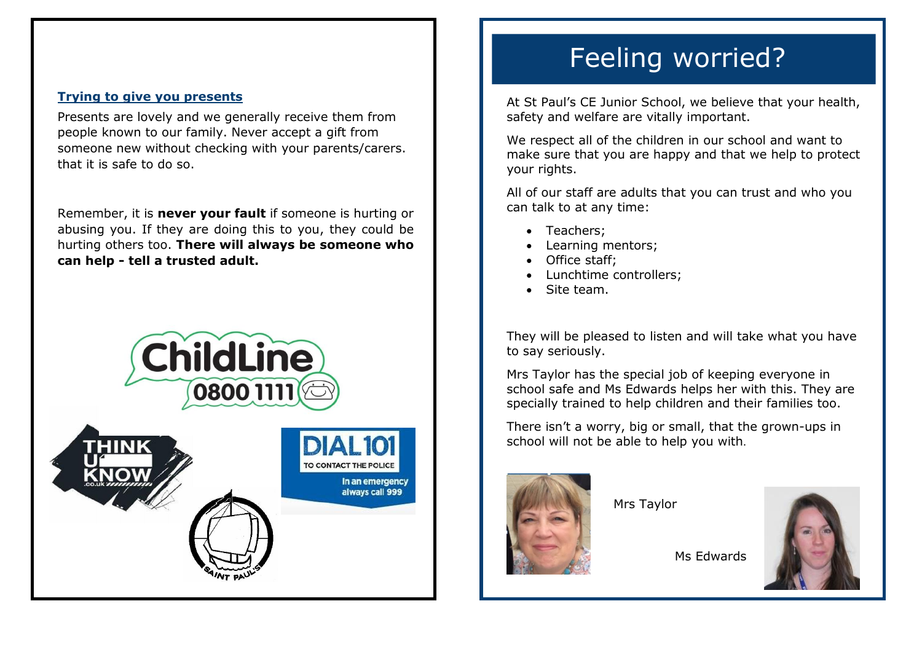### Trying to give you presents

Presents are lovely and we generally receive them from people known to our family. Never accept a gift from someone new without checking with your parents/carers. that it is safe to do so.

Remember, it is **never your fault** if someone is hurting or abusing you. If they are doing this to you, they could be hurting others too. **There will always be someone who can help - tell a trusted adult.**

ChildLine 0800 1111

THINK U KNOW .co.uk

DIAL 101 TO CONTACT THE POLICE

In an emergency always call 999

SAINT PAUL'S

# Feeling worried?

At St Paul's CE Junior School, we believe that your health, safety and welfare are vitally important.

We respect all of the children in our school and want to make sure that you are happy and that we help to protect your rights.

All of our staff are adults that you can trust and who you can talk to at any time:

- Teachers;
- Learning mentors;
- Office staff;
- Lunchtime controllers;
- Site team.

They will be pleased to listen and will take what you have to say seriously.

Mrs Taylor has the special job of keeping everyone in school safe and Ms Edwards helps her with this. They are specially trained to help children and their families too.

There isn't a worry, big or small, that the grown-ups in school will not be able to help you with.

Mrs Taylor

Ms Edwards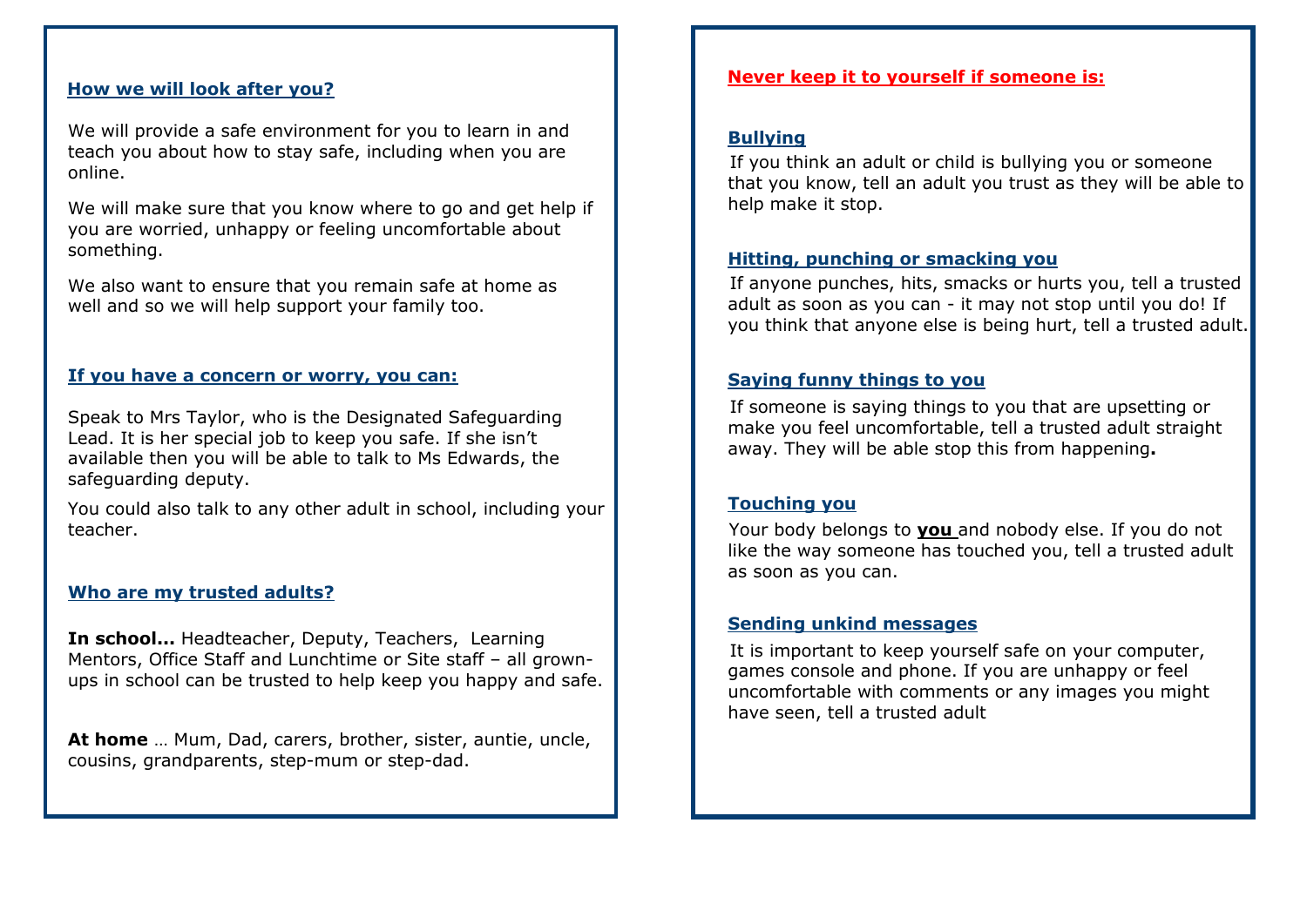## How we will look after you?

We will provide a safe environment for you to learn in and teach you about how to stay safe, including when you are online.

We will make sure that you know where to go and get help if you are worried, unhappy or feeling uncomfortable about something.

We also want to ensure that you remain safe at home as well and so we will help support your family too.

## If you have a concern or worry, you can:

Speak to Mrs Taylor, who is the Designated Safeguarding Lead. It is her special job to keep you safe. If she isn't available then you will be able to talk to Ms Edwards, the safeguarding deputy.

You could also talk to any other adult in school, including your teacher.

## Who are my trusted adults?

**In school…** Headteacher, Deputy, Teachers, Learning Mentors, Office Staff and Lunchtime or Site staff – all grown-ups in school can be trusted to help keep you happy and safe.

**At home** … Mum, Dad, carers, brother, sister, auntie, uncle, cousins, grandparents, step-mum or step-dad.

## Never keep it to yourself if someone is:

### Bullying

If you think an adult or child is bullying you or someone that you know, tell an adult you trust as they will be able to help make it stop.

### Hitting, punching or smacking you

If anyone punches, hits, smacks or hurts you, tell a trusted adult as soon as you can - it may not stop until you do! If you think that anyone else is being hurt, tell a trusted adult.

### Saying funny things to you

If someone is saying things to you that are upsetting or make you feel uncomfortable, tell a trusted adult straight away. They will be able stop this from happening**.**

### Touching you

Your body belongs to **you** and nobody else. If you do not like the way someone has touched you, tell a trusted adult as soon as you can.

### Sending unkind messages

It is important to keep yourself safe on your computer, games console and phone. If you are unhappy or feel uncomfortable with comments or any images you might have seen, tell a trusted adult